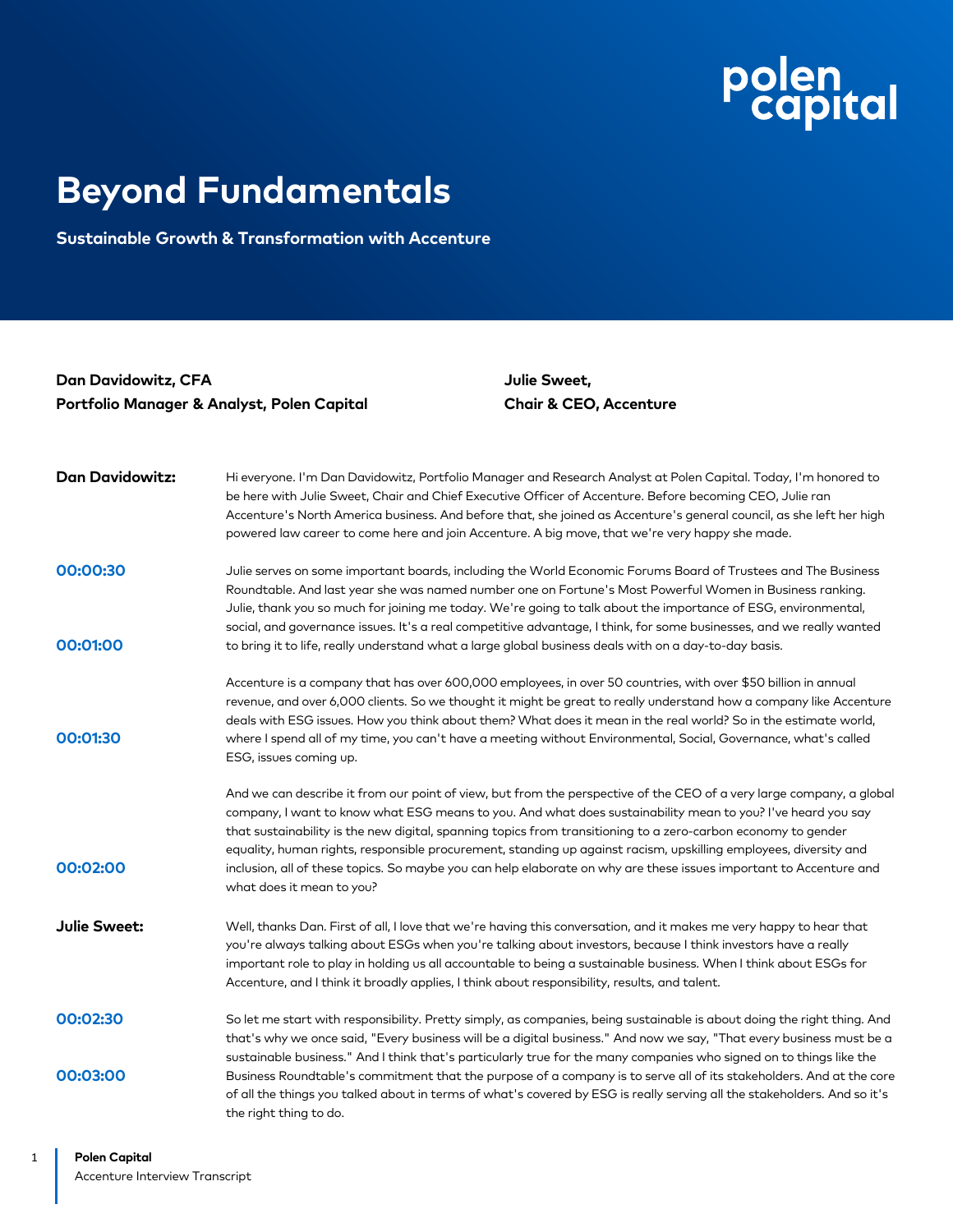# Beyond Fundamentals

**Sustainable Growth & Transformation with Accenture**

**Dan Davidowitz, CFA**
**Portfolio Manager & Analyst, Polen Capital**

**Julie Sweet,**
**Chair & CEO, Accenture**

**Dan Davidowitz:** Hi everyone. I'm Dan Davidowitz, Portfolio Manager and Research Analyst at Polen Capital. Today, I'm honored to be here with Julie Sweet, Chair and Chief Executive Officer of Accenture. Before becoming CEO, Julie ran Accenture's North America business. And before that, she joined as Accenture's general council, as she left her high powered law career to come here and join Accenture. A big move, that we're very happy she made.

**00:00:30** Julie serves on some important boards, including the World Economic Forums Board of Trustees and The Business Roundtable. And last year she was named number one on Fortune's Most Powerful Women in Business ranking. Julie, thank you so much for joining me today. We're going to talk about the importance of ESG, environmental, social, and governance issues. It's a real competitive advantage, I think, for some businesses, and we really wanted

**00:01:00** to bring it to life, really understand what a large global business deals with on a day-to-day basis.

Accenture is a company that has over 600,000 employees, in over 50 countries, with over $50 billion in annual revenue, and over 6,000 clients. So we thought it might be great to really understand how a company like Accenture deals with ESG issues. How you think about them? What does it mean in the real world? So in the estimate world,

**00:01:30** where I spend all of my time, you can't have a meeting without Environmental, Social, Governance, what's called ESG, issues coming up.

And we can describe it from our point of view, but from the perspective of the CEO of a very large company, a global company, I want to know what ESG means to you. And what does sustainability mean to you? I've heard you say that sustainability is the new digital, spanning topics from transitioning to a zero-carbon economy to gender equality, human rights, responsible procurement, standing up against racism, upskilling employees, diversity and

**00:02:00** inclusion, all of these topics. So maybe you can help elaborate on why are these issues important to Accenture and what does it mean to you?

**Julie Sweet:** Well, thanks Dan. First of all, I love that we're having this conversation, and it makes me very happy to hear that you're always talking about ESGs when you're talking about investors, because I think investors have a really important role to play in holding us all accountable to being a sustainable business. When I think about ESGs for Accenture, and I think it broadly applies, I think about responsibility, results, and talent.

**00:02:30** So let me start with responsibility. Pretty simply, as companies, being sustainable is about doing the right thing. And that's why we once said, "Every business will be a digital business." And now we say, "That every business must be a sustainable business." And I think that's particularly true for the many companies who signed on to things like the

**00:03:00** Business Roundtable's commitment that the purpose of a company is to serve all of its stakeholders. And at the core of all the things you talked about in terms of what's covered by ESG is really serving all the stakeholders. And so it's the right thing to do.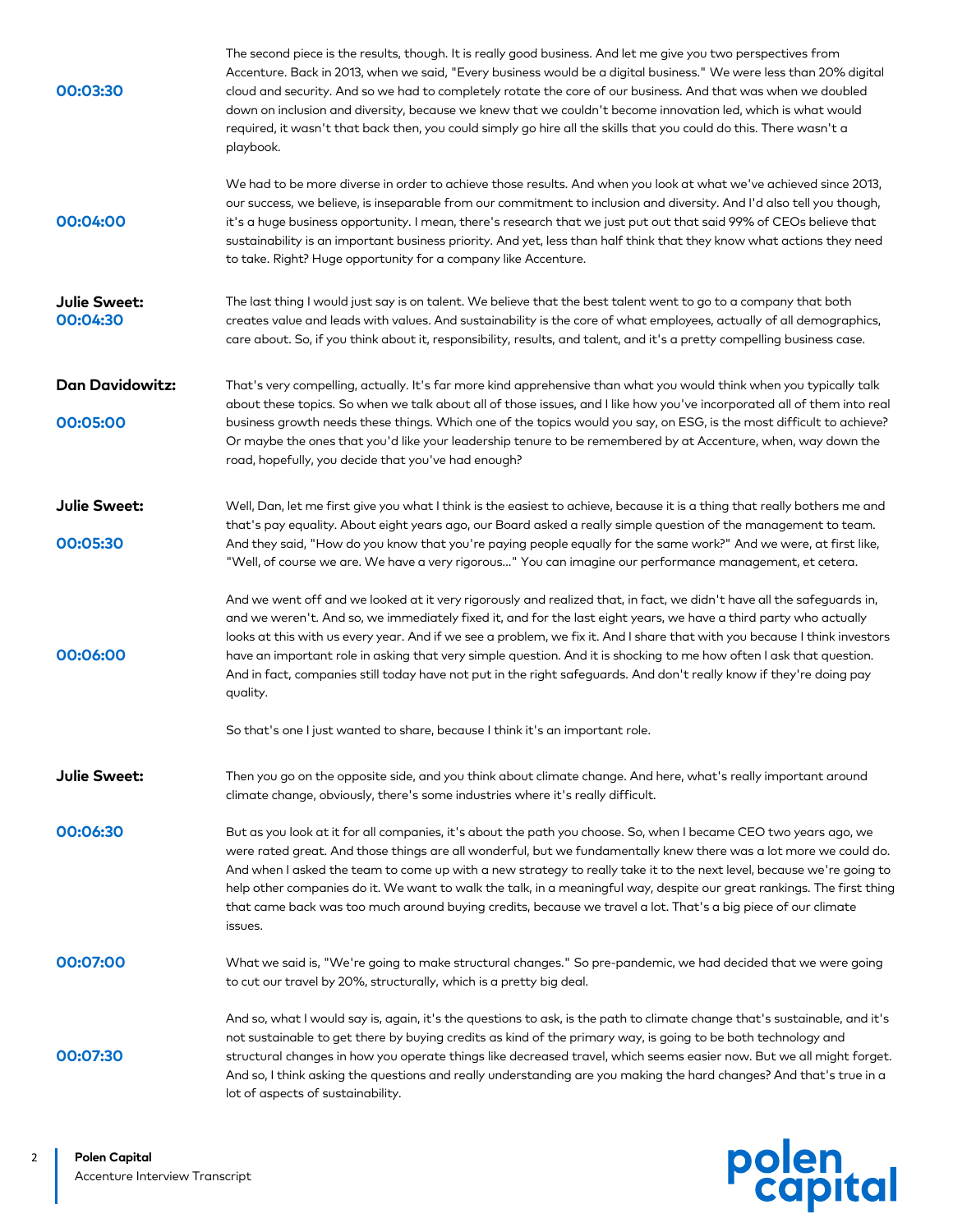**00:03:30**

The second piece is the results, though. It is really good business. And let me give you two perspectives from Accenture. Back in 2013, when we said, "Every business would be a digital business." We were less than 20% digital cloud and security. And so we had to completely rotate the core of our business. And that was when we doubled down on inclusion and diversity, because we knew that we couldn't become innovation led, which is what would required, it wasn't that back then, you could simply go hire all the skills that you could do this. There wasn't a playbook.

**00:04:00**

We had to be more diverse in order to achieve those results. And when you look at what we've achieved since 2013, our success, we believe, is inseparable from our commitment to inclusion and diversity. And I'd also tell you though, it's a huge business opportunity. I mean, there's research that we just put out that said 99% of CEOs believe that sustainability is an important business priority. And yet, less than half think that they know what actions they need to take. Right? Huge opportunity for a company like Accenture.

**Julie Sweet:**
**00:04:30**

The last thing I would just say is on talent. We believe that the best talent went to go to a company that both creates value and leads with values. And sustainability is the core of what employees, actually of all demographics, care about. So, if you think about it, responsibility, results, and talent, and it's a pretty compelling business case.

**Dan Davidowitz:**
**00:05:00**

That's very compelling, actually. It's far more kind apprehensive than what you would think when you typically talk about these topics. So when we talk about all of those issues, and I like how you've incorporated all of them into real business growth needs these things. Which one of the topics would you say, on ESG, is the most difficult to achieve? Or maybe the ones that you'd like your leadership tenure to be remembered by at Accenture, when, way down the road, hopefully, you decide that you've had enough?

**Julie Sweet:**
**00:05:30**

Well, Dan, let me first give you what I think is the easiest to achieve, because it is a thing that really bothers me and that's pay equality. About eight years ago, our Board asked a really simple question of the management to team. And they said, "How do you know that you're paying people equally for the same work?" And we were, at first like, "Well, of course we are. We have a very rigorous..." You can imagine our performance management, et cetera.

**00:06:00**

And we went off and we looked at it very rigorously and realized that, in fact, we didn't have all the safeguards in, and we weren't. And so, we immediately fixed it, and for the last eight years, we have a third party who actually looks at this with us every year. And if we see a problem, we fix it. And I share that with you because I think investors have an important role in asking that very simple question. And it is shocking to me how often I ask that question. And in fact, companies still today have not put in the right safeguards. And don't really know if they're doing pay quality.

So that's one I just wanted to share, because I think it's an important role.

**Julie Sweet:**

Then you go on the opposite side, and you think about climate change. And here, what's really important around climate change, obviously, there's some industries where it's really difficult.

**00:06:30**

But as you look at it for all companies, it's about the path you choose. So, when I became CEO two years ago, we were rated great. And those things are all wonderful, but we fundamentally knew there was a lot more we could do. And when I asked the team to come up with a new strategy to really take it to the next level, because we're going to help other companies do it. We want to walk the talk, in a meaningful way, despite our great rankings. The first thing that came back was too much around buying credits, because we travel a lot. That's a big piece of our climate issues.

**00:07:00**

What we said is, "We're going to make structural changes." So pre-pandemic, we had decided that we were going to cut our travel by 20%, structurally, which is a pretty big deal.

**00:07:30**

And so, what I would say is, again, it's the questions to ask, is the path to climate change that's sustainable, and it's not sustainable to get there by buying credits as kind of the primary way, is going to be both technology and structural changes in how you operate things like decreased travel, which seems easier now. But we all might forget. And so, I think asking the questions and really understanding are you making the hard changes? And that's true in a lot of aspects of sustainability.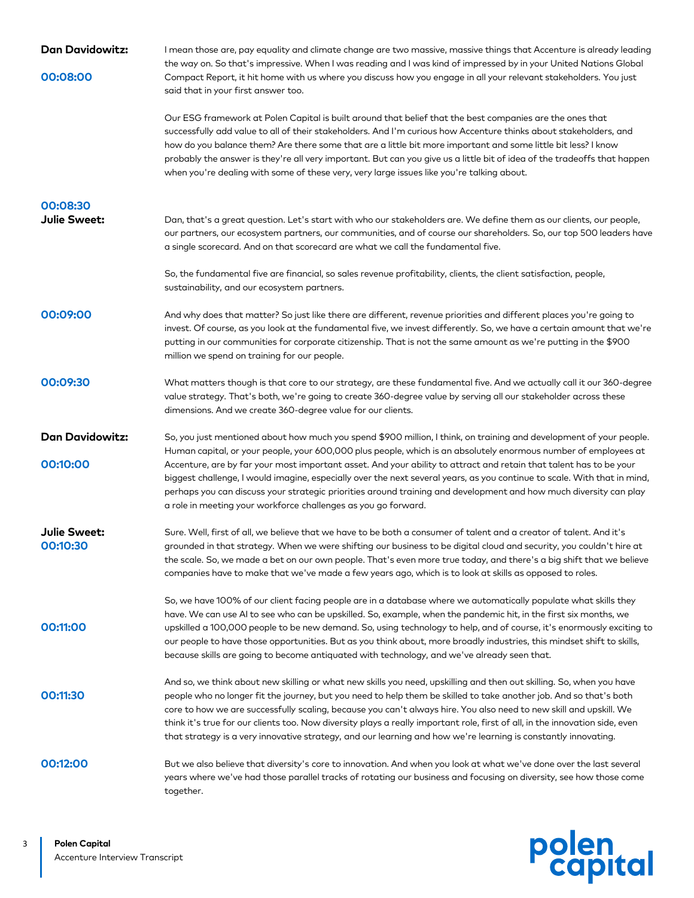**Dan Davidowitz:**

**00:08:00**

I mean those are, pay equality and climate change are two massive, massive things that Accenture is already leading the way on. So that's impressive. When I was reading and I was kind of impressed by in your United Nations Global Compact Report, it hit home with us where you discuss how you engage in all your relevant stakeholders. You just said that in your first answer too.

Our ESG framework at Polen Capital is built around that belief that the best companies are the ones that successfully add value to all of their stakeholders. And I'm curious how Accenture thinks about stakeholders, and how do you balance them? Are there some that are a little bit more important and some little bit less? I know probably the answer is they're all very important. But can you give us a little bit of idea of the tradeoffs that happen when you're dealing with some of these very, very large issues like you're talking about.

**00:08:30**

**Julie Sweet:**

Dan, that's a great question. Let's start with who our stakeholders are. We define them as our clients, our people, our partners, our ecosystem partners, our communities, and of course our shareholders. So, our top 500 leaders have a single scorecard. And on that scorecard are what we call the fundamental five.

So, the fundamental five are financial, so sales revenue profitability, clients, the client satisfaction, people, sustainability, and our ecosystem partners.

**00:09:00**

And why does that matter? So just like there are different, revenue priorities and different places you're going to invest. Of course, as you look at the fundamental five, we invest differently. So, we have a certain amount that we're putting in our communities for corporate citizenship. That is not the same amount as we're putting in the $900 million we spend on training for our people.

**00:09:30**

What matters though is that core to our strategy, are these fundamental five. And we actually call it our 360-degree value strategy. That's both, we're going to create 360-degree value by serving all our stakeholder across these dimensions. And we create 360-degree value for our clients.

**Dan Davidowitz:**

**00:10:00**

So, you just mentioned about how much you spend $900 million, I think, on training and development of your people. Human capital, or your people, your 600,000 plus people, which is an absolutely enormous number of employees at Accenture, are by far your most important asset. And your ability to attract and retain that talent has to be your biggest challenge, I would imagine, especially over the next several years, as you continue to scale. With that in mind, perhaps you can discuss your strategic priorities around training and development and how much diversity can play a role in meeting your workforce challenges as you go forward.

**Julie Sweet:**

**00:10:30**

Sure. Well, first of all, we believe that we have to be both a consumer of talent and a creator of talent. And it's grounded in that strategy. When we were shifting our business to be digital cloud and security, you couldn't hire at the scale. So, we made a bet on our own people. That's even more true today, and there's a big shift that we believe companies have to make that we've made a few years ago, which is to look at skills as opposed to roles.

**00:11:00**

So, we have 100% of our client facing people are in a database where we automatically populate what skills they have. We can use AI to see who can be upskilled. So, example, when the pandemic hit, in the first six months, we upskilled a 100,000 people to be new demand. So, using technology to help, and of course, it's enormously exciting to our people to have those opportunities. But as you think about, more broadly industries, this mindset shift to skills, because skills are going to become antiquated with technology, and we've already seen that.

**00:11:30**

And so, we think about new skilling or what new skills you need, upskilling and then out skilling. So, when you have people who no longer fit the journey, but you need to help them be skilled to take another job. And so that's both core to how we are successfully scaling, because you can't always hire. You also need to new skill and upskill. We think it's true for our clients too. Now diversity plays a really important role, first of all, in the innovation side, even that strategy is a very innovative strategy, and our learning and how we're learning is constantly innovating.

**00:12:00**

But we also believe that diversity's core to innovation. And when you look at what we've done over the last several years where we've had those parallel tracks of rotating our business and focusing on diversity, see how those come together.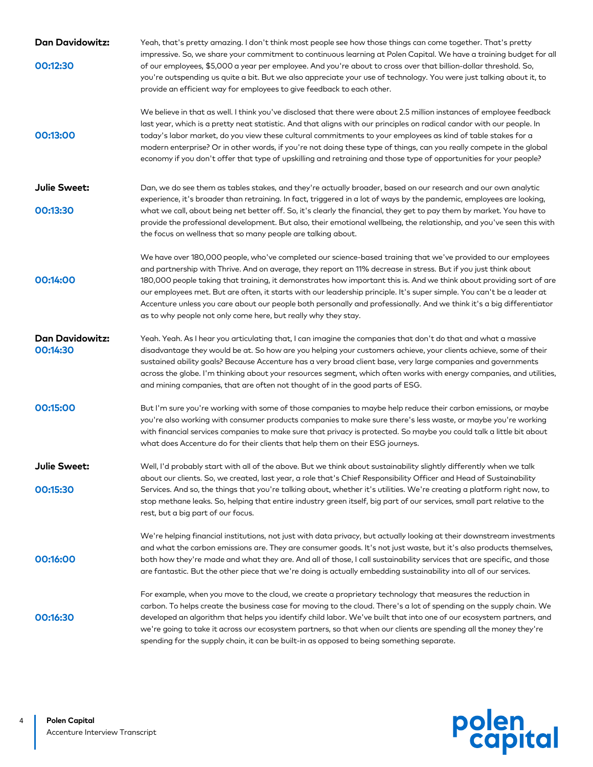**Dan Davidowitz:**

**00:12:30**

Yeah, that's pretty amazing. I don't think most people see how those things can come together. That's pretty impressive. So, we share your commitment to continuous learning at Polen Capital. We have a training budget for all of our employees, $5,000 a year per employee. And you're about to cross over that billion-dollar threshold. So, you're outspending us quite a bit. But we also appreciate your use of technology. You were just talking about it, to provide an efficient way for employees to give feedback to each other.

**00:13:00**

We believe in that as well. I think you've disclosed that there were about 2.5 million instances of employee feedback last year, which is a pretty neat statistic. And that aligns with our principles on radical candor with our people. In today's labor market, do you view these cultural commitments to your employees as kind of table stakes for a modern enterprise? Or in other words, if you're not doing these type of things, can you really compete in the global economy if you don't offer that type of upskilling and retraining and those type of opportunities for your people?

**Julie Sweet:**

**00:13:30**

Dan, we do see them as tables stakes, and they're actually broader, based on our research and our own analytic experience, it's broader than retraining. In fact, triggered in a lot of ways by the pandemic, employees are looking, what we call, about being net better off. So, it's clearly the financial, they get to pay them by market. You have to provide the professional development. But also, their emotional wellbeing, the relationship, and you've seen this with the focus on wellness that so many people are talking about.

**00:14:00**

We have over 180,000 people, who've completed our science-based training that we've provided to our employees and partnership with Thrive. And on average, they report an 11% decrease in stress. But if you just think about 180,000 people taking that training, it demonstrates how important this is. And we think about providing sort of are our employees met. But are often, it starts with our leadership principle. It's super simple. You can't be a leader at Accenture unless you care about our people both personally and professionally. And we think it's a big differentiator as to why people not only come here, but really why they stay.

**Dan Davidowitz:**
**00:14:30**

Yeah. Yeah. As I hear you articulating that, I can imagine the companies that don't do that and what a massive disadvantage they would be at. So how are you helping your customers achieve, your clients achieve, some of their sustained ability goals? Because Accenture has a very broad client base, very large companies and governments across the globe. I'm thinking about your resources segment, which often works with energy companies, and utilities, and mining companies, that are often not thought of in the good parts of ESG.

**00:15:00**

But I'm sure you're working with some of those companies to maybe help reduce their carbon emissions, or maybe you're also working with consumer products companies to make sure there's less waste, or maybe you're working with financial services companies to make sure that privacy is protected. So maybe you could talk a little bit about what does Accenture do for their clients that help them on their ESG journeys.

**Julie Sweet:**

**00:15:30**

Well, I'd probably start with all of the above. But we think about sustainability slightly differently when we talk about our clients. So, we created, last year, a role that's Chief Responsibility Officer and Head of Sustainability Services. And so, the things that you're talking about, whether it's utilities. We're creating a platform right now, to stop methane leaks. So, helping that entire industry green itself, big part of our services, small part relative to the rest, but a big part of our focus.

**00:16:00**

We're helping financial institutions, not just with data privacy, but actually looking at their downstream investments and what the carbon emissions are. They are consumer goods. It's not just waste, but it's also products themselves, both how they're made and what they are. And all of those, I call sustainability services that are specific, and those are fantastic. But the other piece that we're doing is actually embedding sustainability into all of our services.

**00:16:30**

For example, when you move to the cloud, we create a proprietary technology that measures the reduction in carbon. To helps create the business case for moving to the cloud. There's a lot of spending on the supply chain. We developed an algorithm that helps you identify child labor. We've built that into one of our ecosystem partners, and we're going to take it across our ecosystem partners, so that when our clients are spending all the money they're spending for the supply chain, it can be built-in as opposed to being something separate.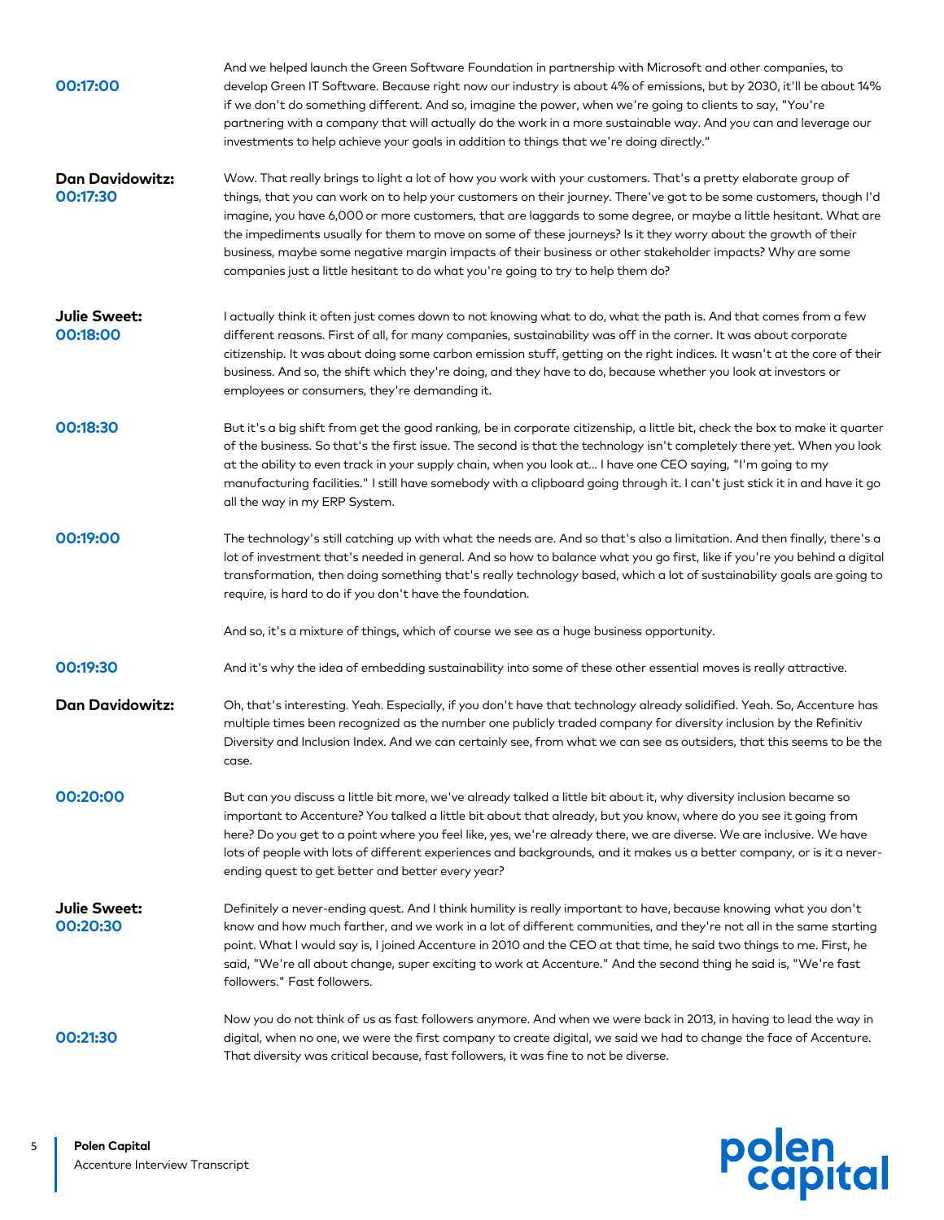**00:17:00**

And we helped launch the Green Software Foundation in partnership with Microsoft and other companies, to develop Green IT Software. Because right now our industry is about 4% of emissions, but by 2030, it'll be about 14% if we don't do something different. And so, imagine the power, when we're going to clients to say, "You're partnering with a company that will actually do the work in a more sustainable way. And you can and leverage our investments to help achieve your goals in addition to things that we're doing directly."

**Dan Davidowitz: 00:17:30**

Wow. That really brings to light a lot of how you work with your customers. That's a pretty elaborate group of things, that you can work on to help your customers on their journey. There've got to be some customers, though I'd imagine, you have 6,000 or more customers, that are laggards to some degree, or maybe a little hesitant. What are the impediments usually for them to move on some of these journeys? Is it they worry about the growth of their business, maybe some negative margin impacts of their business or other stakeholder impacts? Why are some companies just a little hesitant to do what you're going to try to help them do?

**Julie Sweet: 00:18:00**

I actually think it often just comes down to not knowing what to do, what the path is. And that comes from a few different reasons. First of all, for many companies, sustainability was off in the corner. It was about corporate citizenship. It was about doing some carbon emission stuff, getting on the right indices. It wasn't at the core of their business. And so, the shift which they're doing, and they have to do, because whether you look at investors or employees or consumers, they're demanding it.

**00:18:30**

But it's a big shift from get the good ranking, be in corporate citizenship, a little bit, check the box to make it quarter of the business. So that's the first issue. The second is that the technology isn't completely there yet. When you look at the ability to even track in your supply chain, when you look at... I have one CEO saying, "I'm going to my manufacturing facilities." I still have somebody with a clipboard going through it. I can't just stick it in and have it go all the way in my ERP System.

**00:19:00**

The technology's still catching up with what the needs are. And so that's also a limitation. And then finally, there's a lot of investment that's needed in general. And so how to balance what you go first, like if you're you behind a digital transformation, then doing something that's really technology based, which a lot of sustainability goals are going to require, is hard to do if you don't have the foundation.

And so, it's a mixture of things, which of course we see as a huge business opportunity.

**00:19:30**

And it's why the idea of embedding sustainability into some of these other essential moves is really attractive.

**Dan Davidowitz:**

Oh, that's interesting. Yeah. Especially, if you don't have that technology already solidified. Yeah. So, Accenture has multiple times been recognized as the number one publicly traded company for diversity inclusion by the Refinitiv Diversity and Inclusion Index. And we can certainly see, from what we can see as outsiders, that this seems to be the case.

**00:20:00**

But can you discuss a little bit more, we've already talked a little bit about it, why diversity inclusion became so important to Accenture? You talked a little bit about that already, but you know, where do you see it going from here? Do you get to a point where you feel like, yes, we're already there, we are diverse. We are inclusive. We have lots of people with lots of different experiences and backgrounds, and it makes us a better company, or is it a never-ending quest to get better and better every year?

**Julie Sweet: 00:20:30**

Definitely a never-ending quest. And I think humility is really important to have, because knowing what you don't know and how much farther, and we work in a lot of different communities, and they're not all in the same starting point. What I would say is, I joined Accenture in 2010 and the CEO at that time, he said two things to me. First, he said, "We're all about change, super exciting to work at Accenture." And the second thing he said is, "We're fast followers." Fast followers.

**00:21:30**

Now you do not think of us as fast followers anymore. And when we were back in 2013, in having to lead the way in digital, when no one, we were the first company to create digital, we said we had to change the face of Accenture. That diversity was critical because, fast followers, it was fine to not be diverse.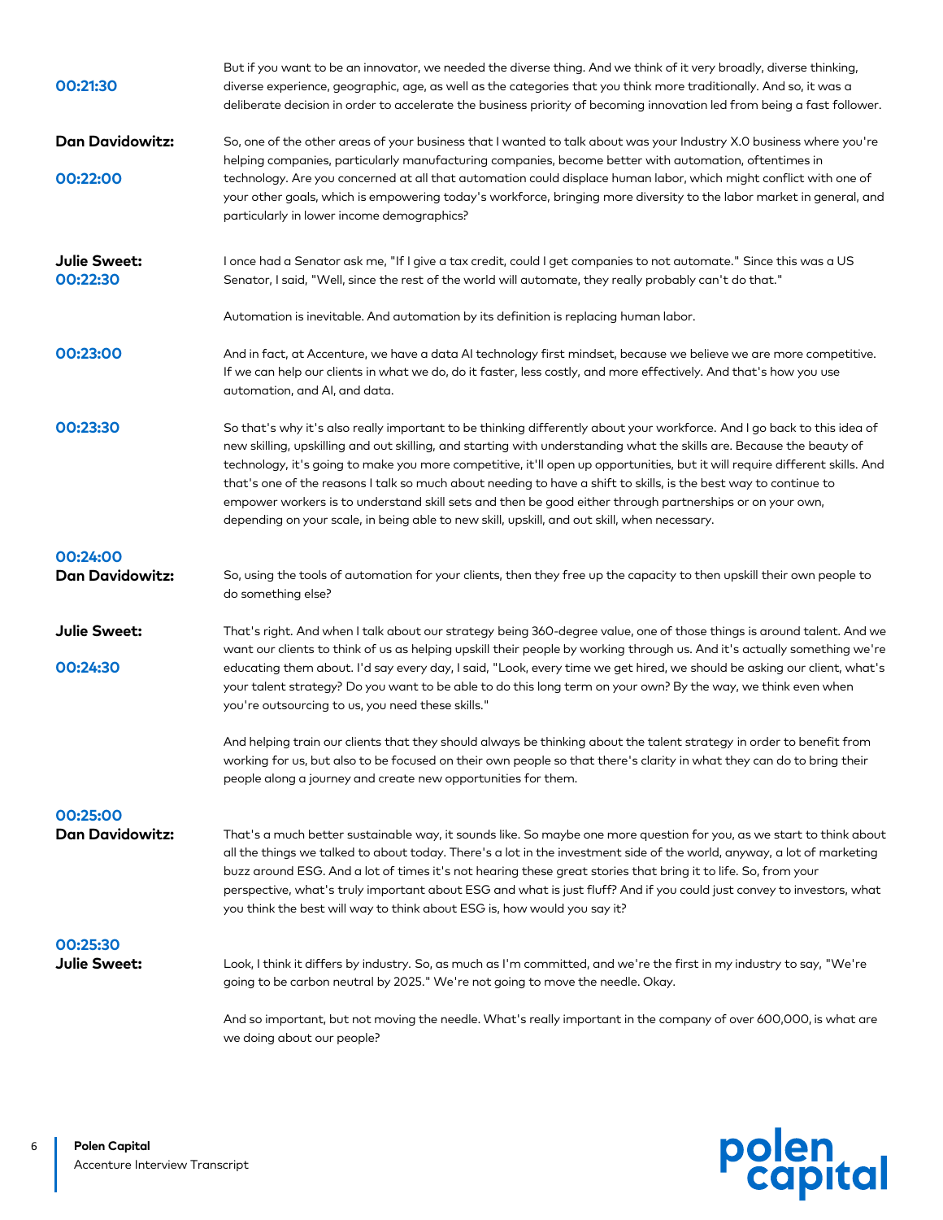**00:21:30** But if you want to be an innovator, we needed the diverse thing. And we think of it very broadly, diverse thinking, diverse experience, geographic, age, as well as the categories that you think more traditionally. And so, it was a deliberate decision in order to accelerate the business priority of becoming innovation led from being a fast follower.

**Dan Davidowitz:**

**00:22:00**

So, one of the other areas of your business that I wanted to talk about was your Industry X.0 business where you're helping companies, particularly manufacturing companies, become better with automation, oftentimes in technology. Are you concerned at all that automation could displace human labor, which might conflict with one of your other goals, which is empowering today's workforce, bringing more diversity to the labor market in general, and particularly in lower income demographics?

**Julie Sweet:**
**00:22:30**

I once had a Senator ask me, "If I give a tax credit, could I get companies to not automate." Since this was a US Senator, I said, "Well, since the rest of the world will automate, they really probably can't do that."

Automation is inevitable. And automation by its definition is replacing human labor.

**00:23:00**

And in fact, at Accenture, we have a data AI technology first mindset, because we believe we are more competitive. If we can help our clients in what we do, do it faster, less costly, and more effectively. And that's how you use automation, and AI, and data.

**00:23:30**

So that's why it's also really important to be thinking differently about your workforce. And I go back to this idea of new skilling, upskilling and out skilling, and starting with understanding what the skills are. Because the beauty of technology, it's going to make you more competitive, it'll open up opportunities, but it will require different skills. And that's one of the reasons I talk so much about needing to have a shift to skills, is the best way to continue to empower workers is to understand skill sets and then be good either through partnerships or on your own, depending on your scale, in being able to new skill, upskill, and out skill, when necessary.

**00:24:00**
**Dan Davidowitz:**

So, using the tools of automation for your clients, then they free up the capacity to then upskill their own people to do something else?

**Julie Sweet:**

**00:24:30**

That's right. And when I talk about our strategy being 360-degree value, one of those things is around talent. And we want our clients to think of us as helping upskill their people by working through us. And it's actually something we're educating them about. I'd say every day, I said, "Look, every time we get hired, we should be asking our client, what's your talent strategy? Do you want to be able to do this long term on your own? By the way, we think even when you're outsourcing to us, you need these skills."

And helping train our clients that they should always be thinking about the talent strategy in order to benefit from working for us, but also to be focused on their own people so that there's clarity in what they can do to bring their people along a journey and create new opportunities for them.

**00:25:00**
**Dan Davidowitz:**

That's a much better sustainable way, it sounds like. So maybe one more question for you, as we start to think about all the things we talked to about today. There's a lot in the investment side of the world, anyway, a lot of marketing buzz around ESG. And a lot of times it's not hearing these great stories that bring it to life. So, from your perspective, what's truly important about ESG and what is just fluff? And if you could just convey to investors, what you think the best will way to think about ESG is, how would you say it?

**00:25:30**
**Julie Sweet:**

Look, I think it differs by industry. So, as much as I'm committed, and we're the first in my industry to say, "We're going to be carbon neutral by 2025." We're not going to move the needle. Okay.

And so important, but not moving the needle. What's really important in the company of over 600,000, is what are we doing about our people?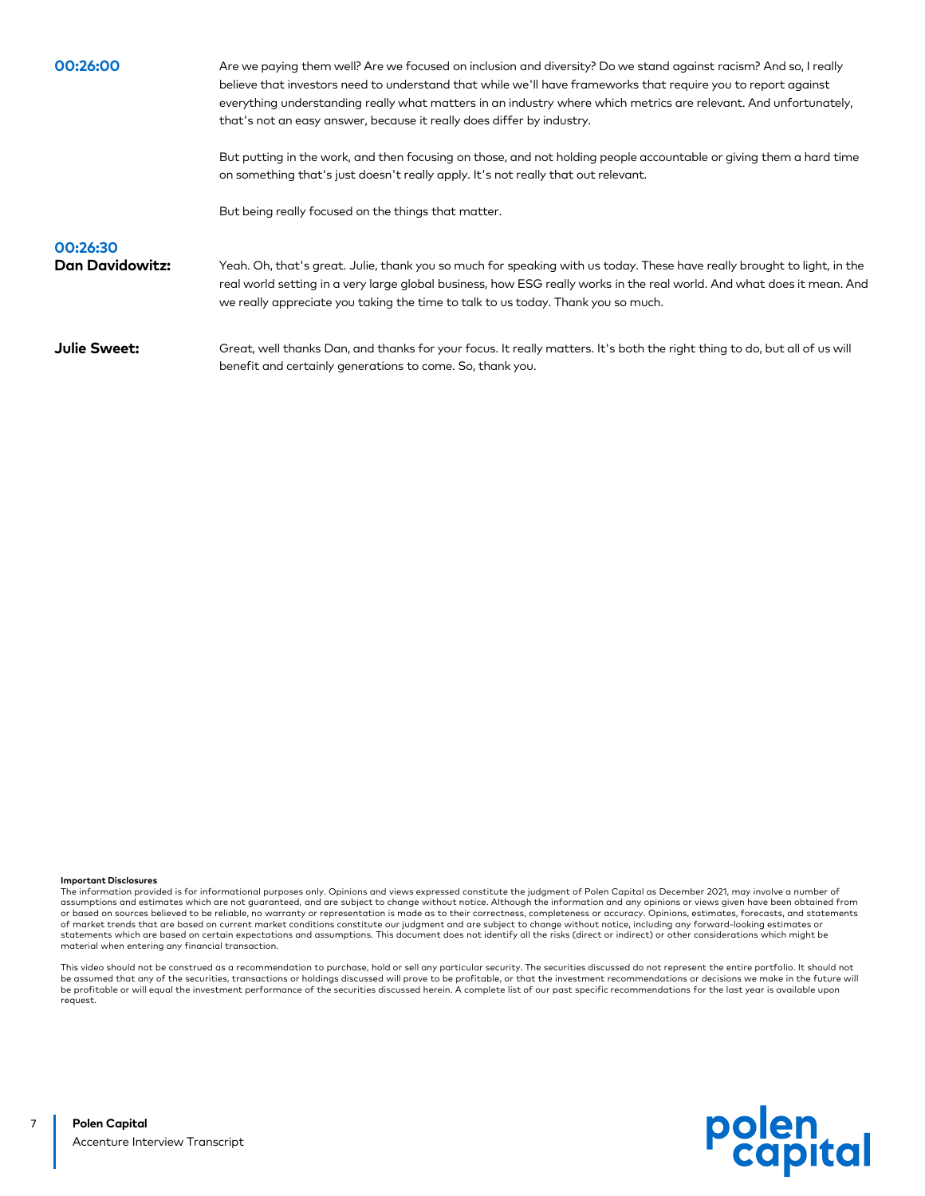**00:26:00**

Are we paying them well? Are we focused on inclusion and diversity? Do we stand against racism? And so, I really believe that investors need to understand that while we'll have frameworks that require you to report against everything understanding really what matters in an industry where which metrics are relevant. And unfortunately, that's not an easy answer, because it really does differ by industry.

But putting in the work, and then focusing on those, and not holding people accountable or giving them a hard time on something that's just doesn't really apply. It's not really that out relevant.

But being really focused on the things that matter.

**00:26:30**

**Dan Davidowitz:** Yeah. Oh, that's great. Julie, thank you so much for speaking with us today. These have really brought to light, in the real world setting in a very large global business, how ESG really works in the real world. And what does it mean. And we really appreciate you taking the time to talk to us today. Thank you so much.

**Julie Sweet:** Great, well thanks Dan, and thanks for your focus. It really matters. It's both the right thing to do, but all of us will benefit and certainly generations to come. So, thank you.

**Important Disclosures**

The information provided is for informational purposes only. Opinions and views expressed constitute the judgment of Polen Capital as December 2021, may involve a number of assumptions and estimates which are not guaranteed, and are subject to change without notice. Although the information and any opinions or views given have been obtained from or based on sources believed to be reliable, no warranty or representation is made as to their correctness, completeness or accuracy. Opinions, estimates, forecasts, and statements of market trends that are based on current market conditions constitute our judgment and are subject to change without notice, including any forward-looking estimates or statements which are based on certain expectations and assumptions. This document does not identify all the risks (direct or indirect) or other considerations which might be material when entering any financial transaction.

This video should not be construed as a recommendation to purchase, hold or sell any particular security. The securities discussed do not represent the entire portfolio. It should not be assumed that any of the securities, transactions or holdings discussed will prove to be profitable, or that the investment recommendations or decisions we make in the future will be profitable or will equal the investment performance of the securities discussed herein. A complete list of our past specific recommendations for the last year is available upon request.